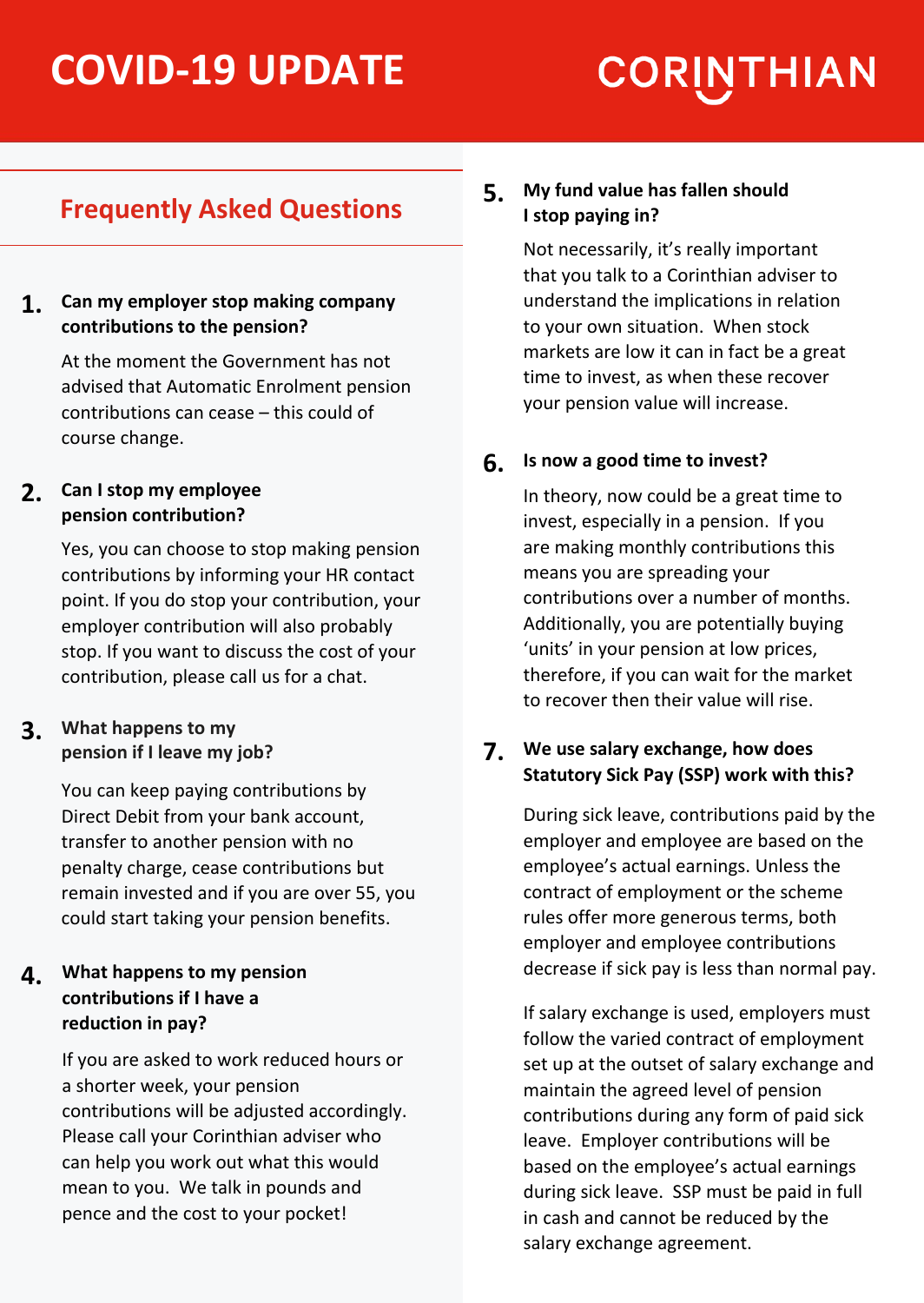# COVID-19 UPDATE

CORINTHIAN

## Frequently Asked Questions

**1. Can my employer stop making company contributions to the pension?**

At the moment the Government has not advised that Automatic Enrolment pension contributions can cease – this could of course change.

**2. Can I stop my employee pension contribution?**

Yes, you can choose to stop making pension contributions by informing your HR contact point. If you do stop your contribution, your employer contribution will also probably stop. If you want to discuss the cost of your contribution, please call us for a chat.

**3. What happens to my pension if I leave my job?**

You can keep paying contributions by Direct Debit from your bank account, transfer to another pension with no penalty charge, cease contributions but remain invested and if you are over 55, you could start taking your pension benefits.

**4. What happens to my pension contributions if I have a reduction in pay?**

If you are asked to work reduced hours or a shorter week, your pension contributions will be adjusted accordingly. Please call your Corinthian adviser who can help you work out what this would mean to you. We talk in pounds and pence and the cost to your pocket!

**5. My fund value has fallen should I stop paying in?**

Not necessarily, it's really important that you talk to a Corinthian adviser to understand the implications in relation to your own situation. When stock markets are low it can in fact be a great time to invest, as when these recover your pension value will increase.

**6. Is now a good time to invest?**

In theory, now could be a great time to invest, especially in a pension. If you are making monthly contributions this means you are spreading your contributions over a number of months. Additionally, you are potentially buying 'units' in your pension at low prices, therefore, if you can wait for the market to recover then their value will rise.

**7. We use salary exchange, how does Statutory Sick Pay (SSP) work with this?**

During sick leave, contributions paid by the employer and employee are based on the employee's actual earnings. Unless the contract of employment or the scheme rules offer more generous terms, both employer and employee contributions decrease if sick pay is less than normal pay.

If salary exchange is used, employers must follow the varied contract of employment set up at the outset of salary exchange and maintain the agreed level of pension contributions during any form of paid sick leave. Employer contributions will be based on the employee's actual earnings during sick leave. SSP must be paid in full in cash and cannot be reduced by the salary exchange agreement.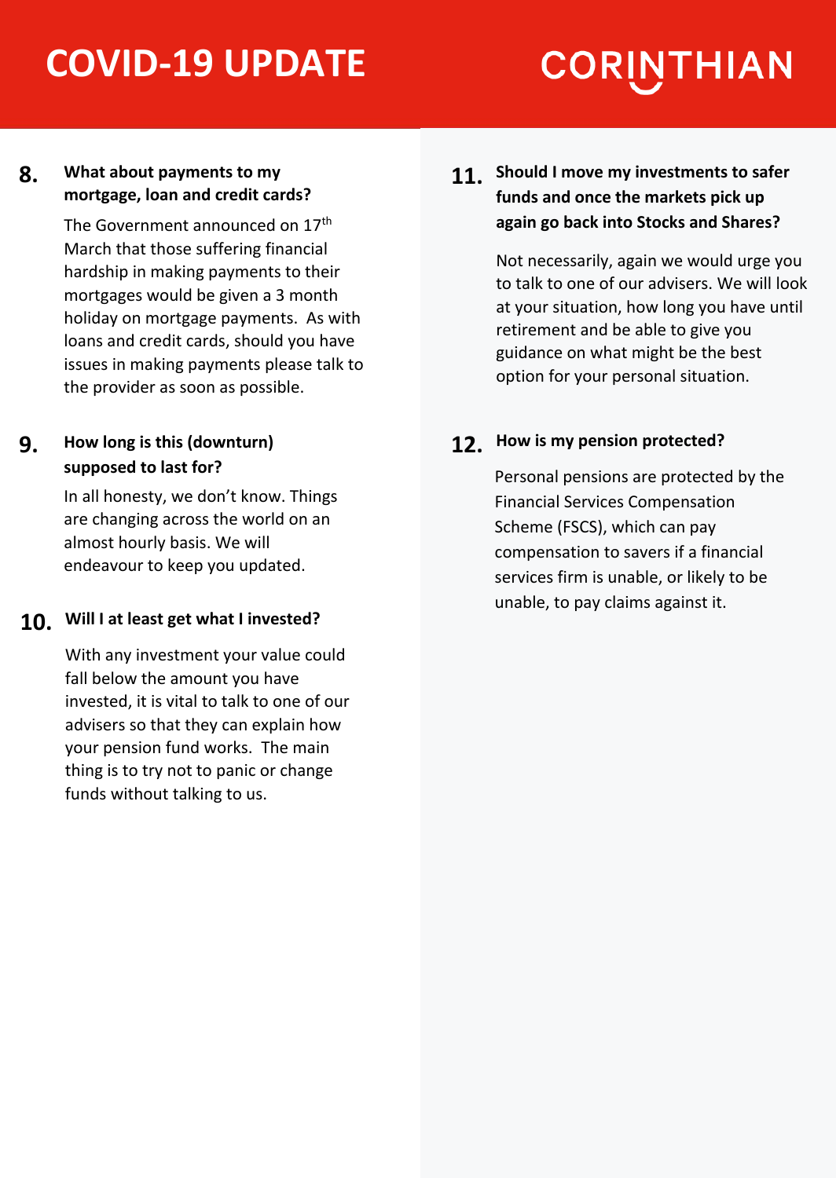# COVID-19 UPDATE

**CORINTHIAN**

### 8. What about payments to my mortgage, loan and credit cards?

The Government announced on 17th March that those suffering financial hardship in making payments to their mortgages would be given a 3 month holiday on mortgage payments. As with loans and credit cards, should you have issues in making payments please talk to the provider as soon as possible.

### 9. How long is this (downturn) supposed to last for?

In all honesty, we don't know. Things are changing across the world on an almost hourly basis. We will endeavour to keep you updated.

### 10. Will I at least get what I invested?

With any investment your value could fall below the amount you have invested, it is vital to talk to one of our advisers so that they can explain how your pension fund works. The main thing is to try not to panic or change funds without talking to us.

### 11. Should I move my investments to safer funds and once the markets pick up again go back into Stocks and Shares?

Not necessarily, again we would urge you to talk to one of our advisers. We will look at your situation, how long you have until retirement and be able to give you guidance on what might be the best option for your personal situation.

### 12. How is my pension protected?

Personal pensions are protected by the Financial Services Compensation Scheme (FSCS), which can pay compensation to savers if a financial services firm is unable, or likely to be unable, to pay claims against it.